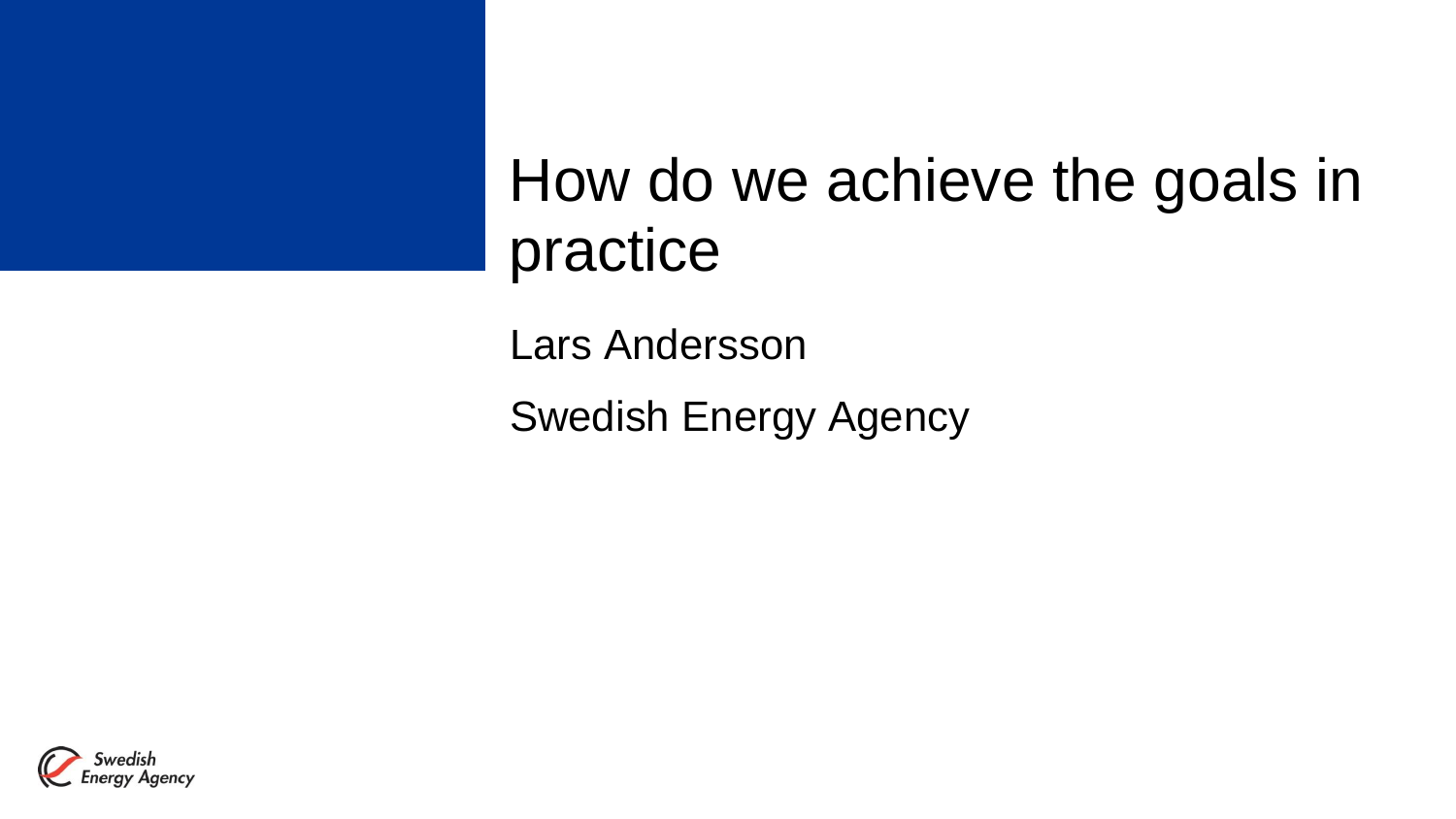# How do we achieve the goals in practice

Lars Andersson

Swedish Energy Agency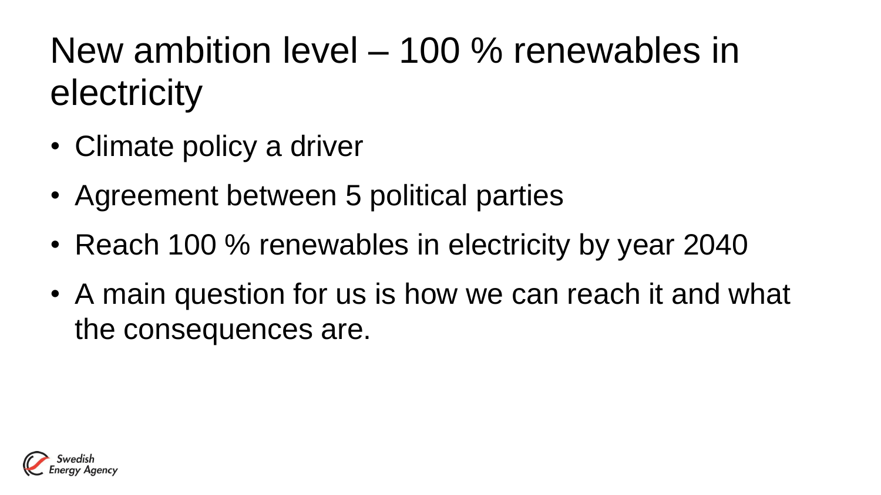# New ambition level – 100 % renewables in electricity

- Climate policy a driver
- Agreement between 5 political parties
- Reach 100 % renewables in electricity by year 2040
- A main question for us is how we can reach it and what the consequences are.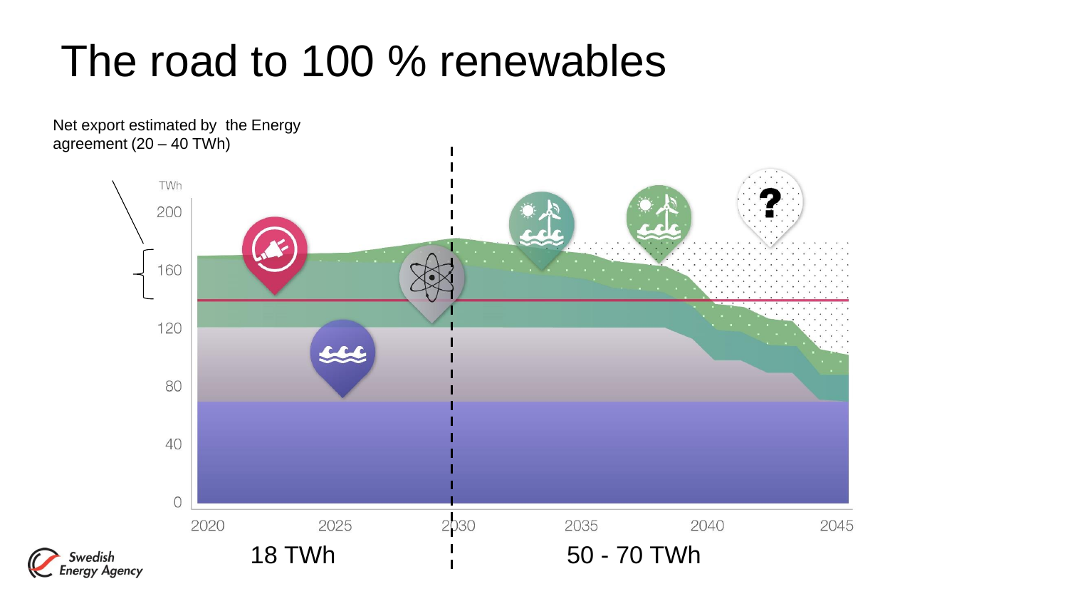# The road to 100 % renewables

Net export estimated by the Energy agreement (20 – 40 TWh)

TWh

200

160

120

80

40

0

2020 2025 2030 2035 2040 2045

18 TWh

50 - 70 TWh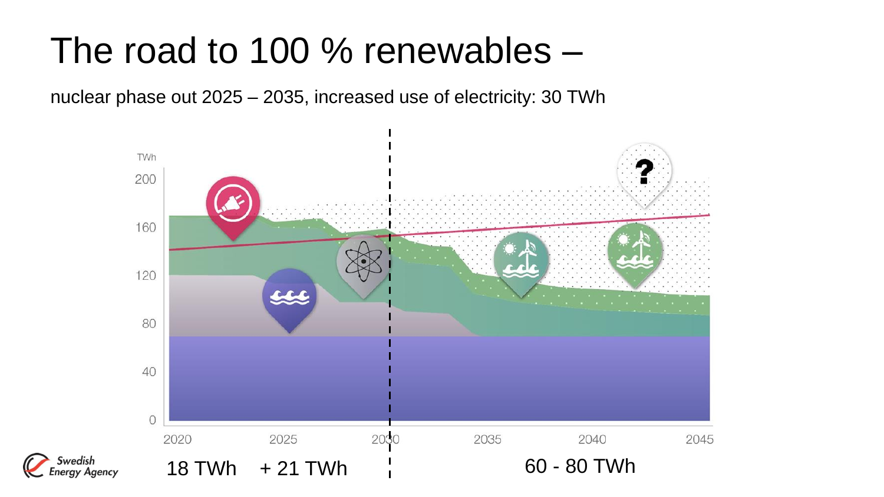# The road to 100 % renewables –

nuclear phase out 2025 – 2035, increased use of electricity: 30 TWh

18 TWh + 21 TWh

60 - 80 TWh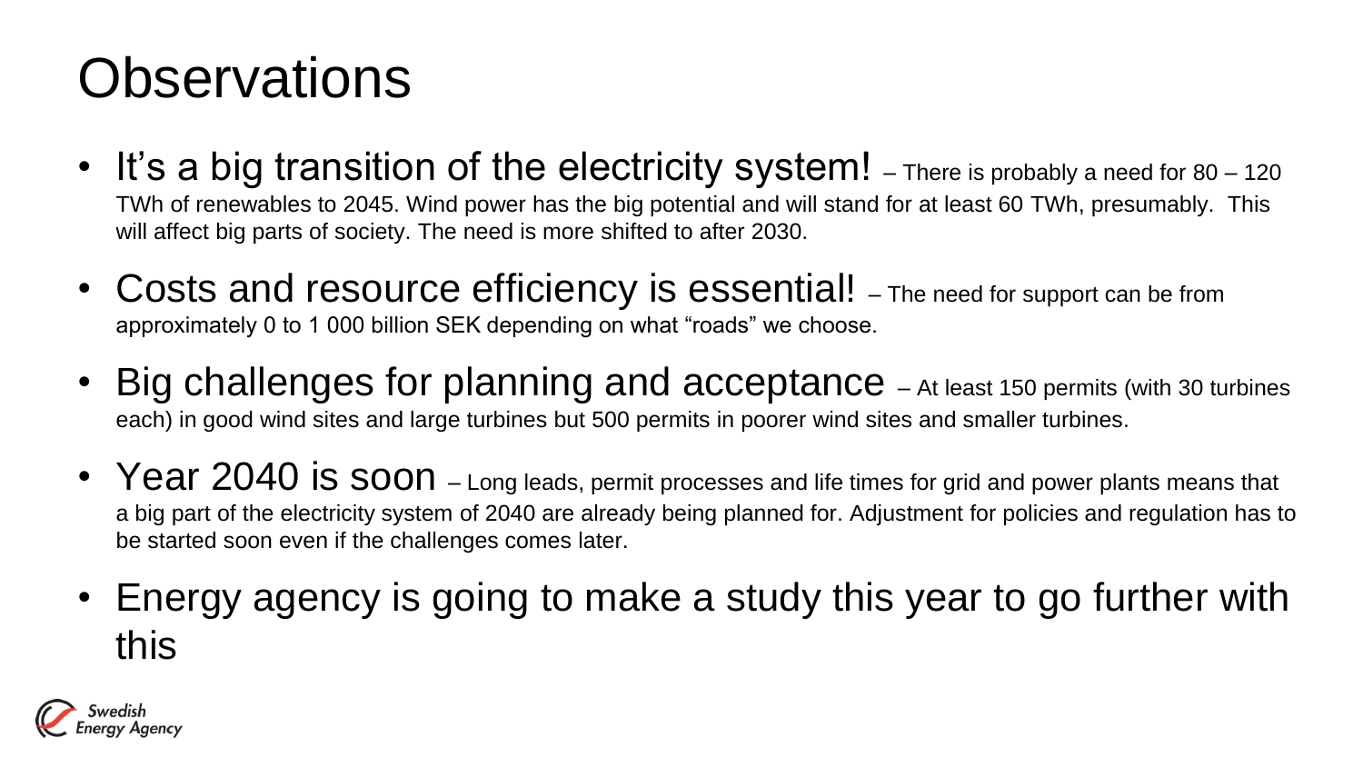# Observations

- It's a big transition of the electricity system! – There is probably a need for 80 – 120 TWh of renewables to 2045. Wind power has the big potential and will stand for at least 60 TWh, presumably. This will affect big parts of society. The need is more shifted to after 2030.
- Costs and resource efficiency is essential! – The need for support can be from approximately 0 to 1 000 billion SEK depending on what "roads" we choose.
- Big challenges for planning and acceptance – At least 150 permits (with 30 turbines each) in good wind sites and large turbines but 500 permits in poorer wind sites and smaller turbines.
- Year 2040 is soon – Long leads, permit processes and life times for grid and power plants means that a big part of the electricity system of 2040 are already being planned for. Adjustment for policies and regulation has to be started soon even if the challenges comes later.
- Energy agency is going to make a study this year to go further with this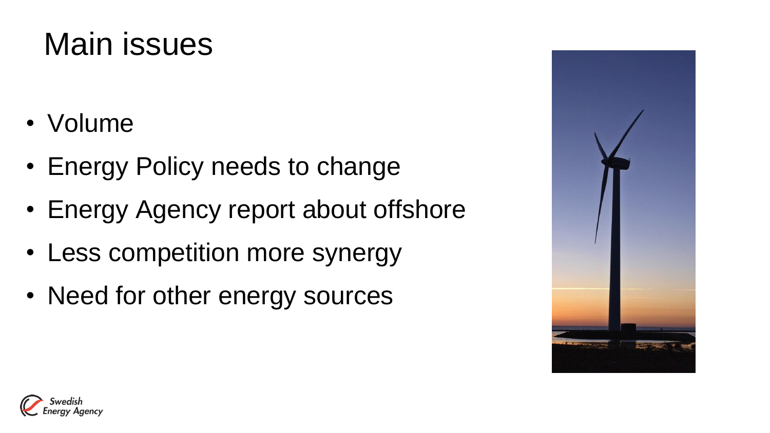# Main issues

- Volume
- Energy Policy needs to change
- Energy Agency report about offshore
- Less competition more synergy
- Need for other energy sources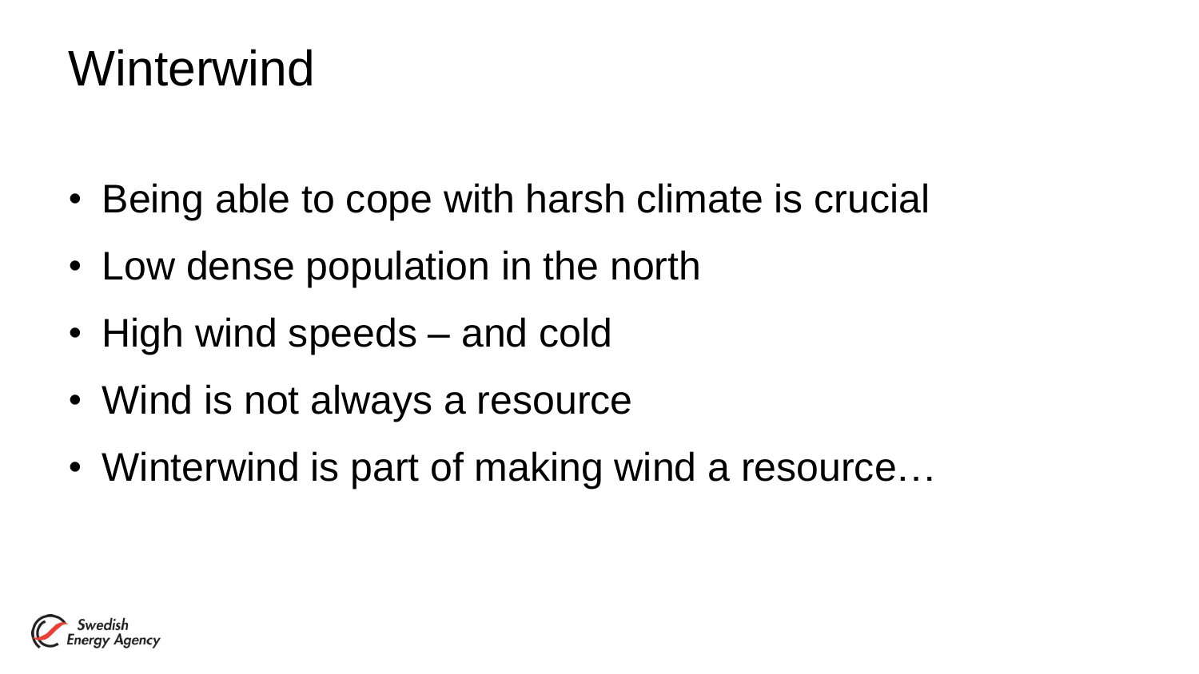# Winterwind

- Being able to cope with harsh climate is crucial
- Low dense population in the north
- High wind speeds – and cold
- Wind is not always a resource
- Winterwind is part of making wind a resource…

Swedish Energy Agency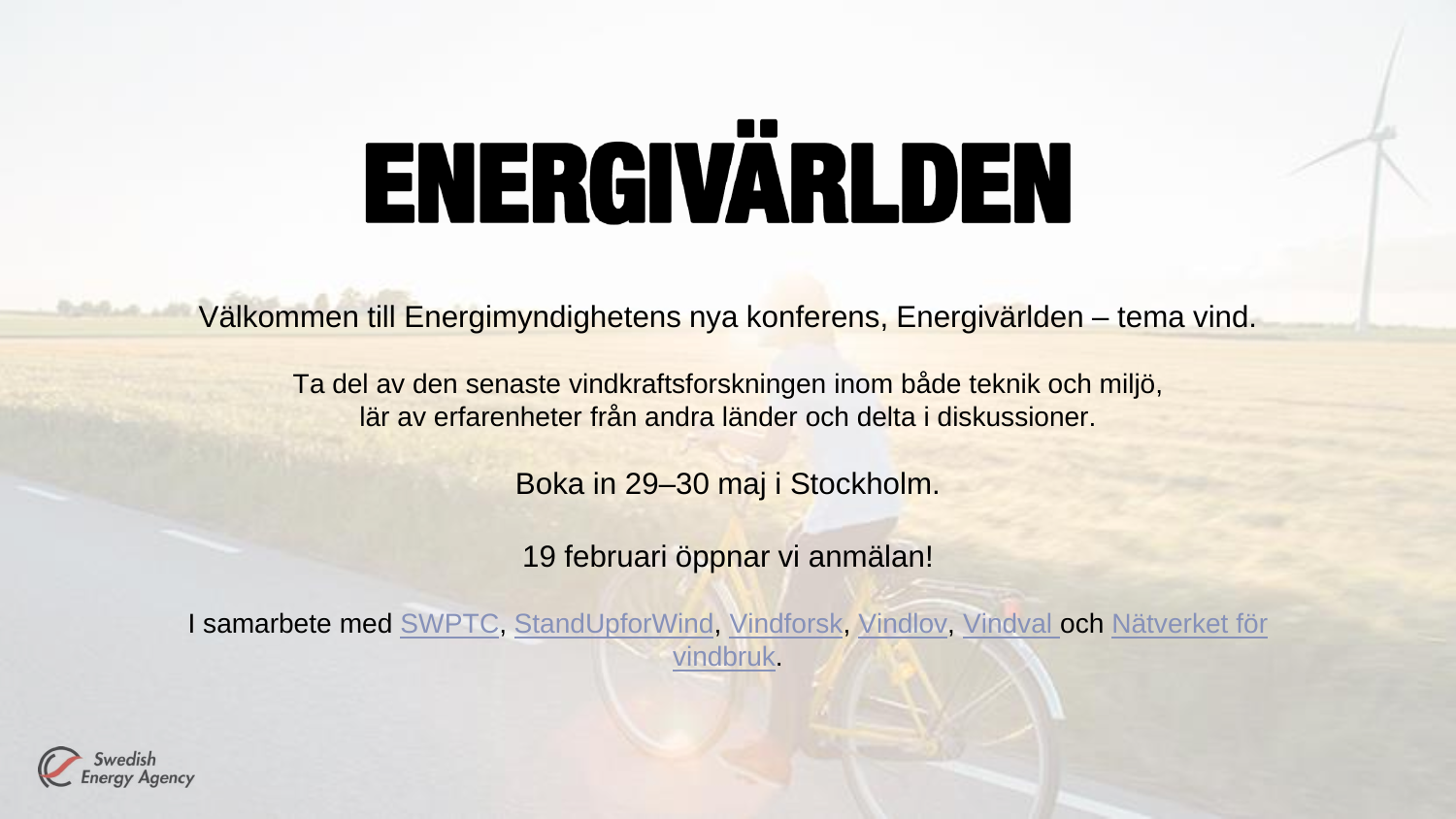# ENERGIVÄRLDEN

Välkommen till Energimyndighetens nya konferens, Energivärlden – tema vind.

Ta del av den senaste vindkraftsforskningen inom både teknik och miljö,
lär av erfarenheter från andra länder och delta i diskussioner.

Boka in 29–30 maj i Stockholm.

19 februari öppnar vi anmälan!

I samarbete med SWPTC, StandUpforWind, Vindforsk, Vindlov, Vindval och Nätverket för vindbruk.

Swedish Energy Agency